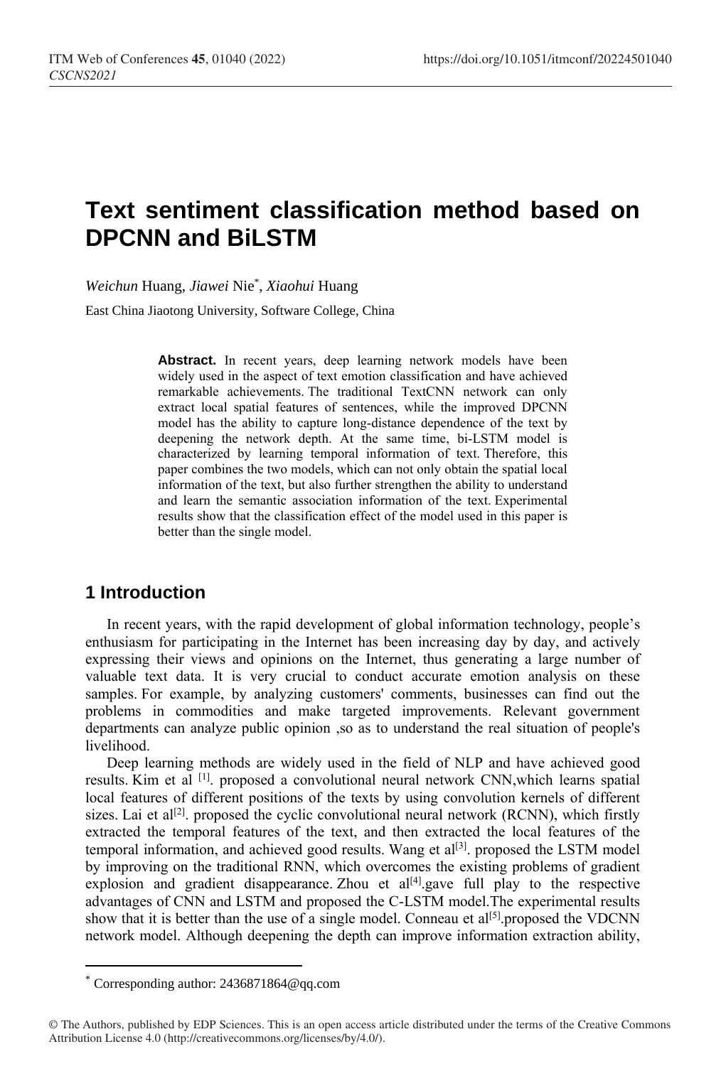# Text sentiment classification method based on DPCNN and BiLSTM

*Weichun* Huang, *Jiawei* Nie*, *Xiaohui* Huang

East China Jiaotong University, Software College, China

**Abstract.** In recent years, deep learning network models have been widely used in the aspect of text emotion classification and have achieved remarkable achievements. The traditional TextCNN network can only extract local spatial features of sentences, while the improved DPCNN model has the ability to capture long-distance dependence of the text by deepening the network depth. At the same time, bi-LSTM model is characterized by learning temporal information of text. Therefore, this paper combines the two models, which can not only obtain the spatial local information of the text, but also further strengthen the ability to understand and learn the semantic association information of the text. Experimental results show that the classification effect of the model used in this paper is better than the single model.

## 1 Introduction

In recent years, with the rapid development of global information technology, people's enthusiasm for participating in the Internet has been increasing day by day, and actively expressing their views and opinions on the Internet, thus generating a large number of valuable text data. It is very crucial to conduct accurate emotion analysis on these samples. For example, by analyzing customers' comments, businesses can find out the problems in commodities and make targeted improvements. Relevant government departments can analyze public opinion ,so as to understand the real situation of people's livelihood.

Deep learning methods are widely used in the field of NLP and have achieved good results. Kim et al [1]. proposed a convolutional neural network CNN,which learns spatial local features of different positions of the texts by using convolution kernels of different sizes. Lai et al[2]. proposed the cyclic convolutional neural network (RCNN), which firstly extracted the temporal features of the text, and then extracted the local features of the temporal information, and achieved good results. Wang et al[3]. proposed the LSTM model by improving on the traditional RNN, which overcomes the existing problems of gradient explosion and gradient disappearance. Zhou et al[4].gave full play to the respective advantages of CNN and LSTM and proposed the C-LSTM model.The experimental results show that it is better than the use of a single model. Conneau et al[5].proposed the VDCNN network model. Although deepening the depth can improve information extraction ability,

* Corresponding author: 2436871864@qq.com

© The Authors, published by EDP Sciences. This is an open access article distributed under the terms of the Creative Commons Attribution License 4.0 (http://creativecommons.org/licenses/by/4.0/).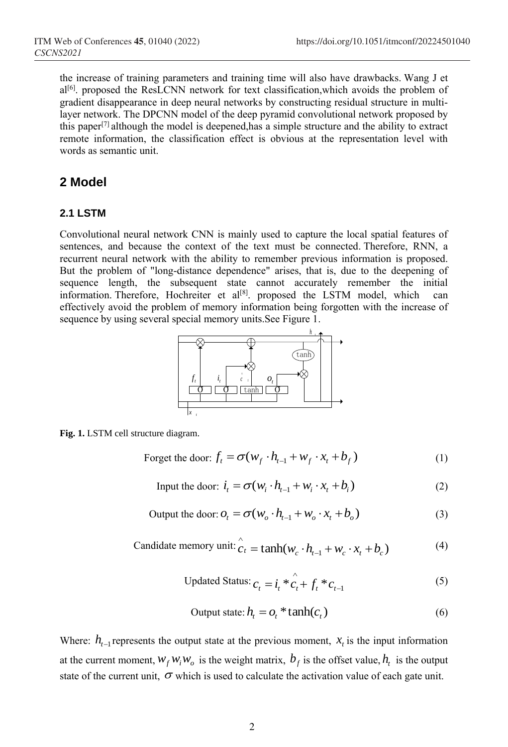the increase of training parameters and training time will also have drawbacks. Wang J et al[6]. proposed the ResLCNN network for text classification,which avoids the problem of gradient disappearance in deep neural networks by constructing residual structure in multi-layer network. The DPCNN model of the deep pyramid convolutional network proposed by this paper[7] although the model is deepened,has a simple structure and the ability to extract remote information, the classification effect is obvious at the representation level with words as semantic unit.

## 2 Model

### 2.1 LSTM

Convolutional neural network CNN is mainly used to capture the local spatial features of sentences, and because the context of the text must be connected. Therefore, RNN, a recurrent neural network with the ability to remember previous information is proposed. But the problem of "long-distance dependence" arises, that is, due to the deepening of sequence length, the subsequent state cannot accurately remember the initial information. Therefore, Hochreiter et al[8]. proposed the LSTM model, which can effectively avoid the problem of memory information being forgotten with the increase of sequence by using several special memory units.See Figure 1.

**Fig. 1.** LSTM cell structure diagram.

Forget the door: $$f_t = \sigma(w_f \cdot h_{t-1} + w_f \cdot x_t + b_f) \tag{1}$$

Input the door: $$i_t = \sigma(w_i \cdot h_{t-1} + w_i \cdot x_t + b_i) \tag{2}$$

Output the door: $$o_t = \sigma(w_o \cdot h_{t-1} + w_o \cdot x_t + b_o) \tag{3}$$

Candidate memory unit: $$\hat{c}_t = \tanh(w_c \cdot h_{t-1} + w_c \cdot x_t + b_c) \tag{4}$$

Updated Status: $$c_t = i_t * \hat{c}_t + f_t * c_{t-1} \tag{5}$$

Output state: $$h_t = o_t * \tanh(c_t) \tag{6}$$

Where: $h_{t-1}$ represents the output state at the previous moment, $x_t$ is the input information at the current moment, $w_f w_i w_o$ is the weight matrix, $b_f$ is the offset value, $h_t$ is the output state of the current unit, $\sigma$ which is used to calculate the activation value of each gate unit.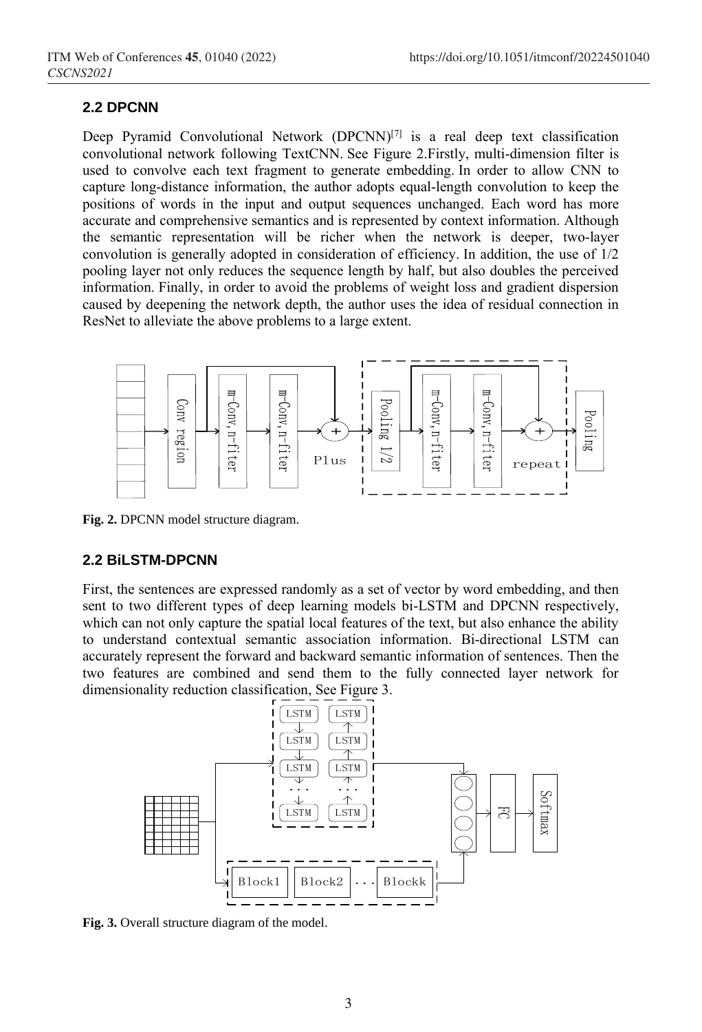## 2.2 DPCNN

Deep Pyramid Convolutional Network (DPCNN)[7] is a real deep text classification convolutional network following TextCNN. See Figure 2.Firstly, multi-dimension filter is used to convolve each text fragment to generate embedding. In order to allow CNN to capture long-distance information, the author adopts equal-length convolution to keep the positions of words in the input and output sequences unchanged. Each word has more accurate and comprehensive semantics and is represented by context information. Although the semantic representation will be richer when the network is deeper, two-layer convolution is generally adopted in consideration of efficiency. In addition, the use of 1/2 pooling layer not only reduces the sequence length by half, but also doubles the perceived information. Finally, in order to avoid the problems of weight loss and gradient dispersion caused by deepening the network depth, the author uses the idea of residual connection in ResNet to alleviate the above problems to a large extent.

**Fig. 2.** DPCNN model structure diagram.

## 2.2 BiLSTM-DPCNN

First, the sentences are expressed randomly as a set of vector by word embedding, and then sent to two different types of deep learning models bi-LSTM and DPCNN respectively, which can not only capture the spatial local features of the text, but also enhance the ability to understand contextual semantic association information. Bi-directional LSTM can accurately represent the forward and backward semantic information of sentences. Then the two features are combined and send them to the fully connected layer network for dimensionality reduction classification, See Figure 3.

**Fig. 3.** Overall structure diagram of the model.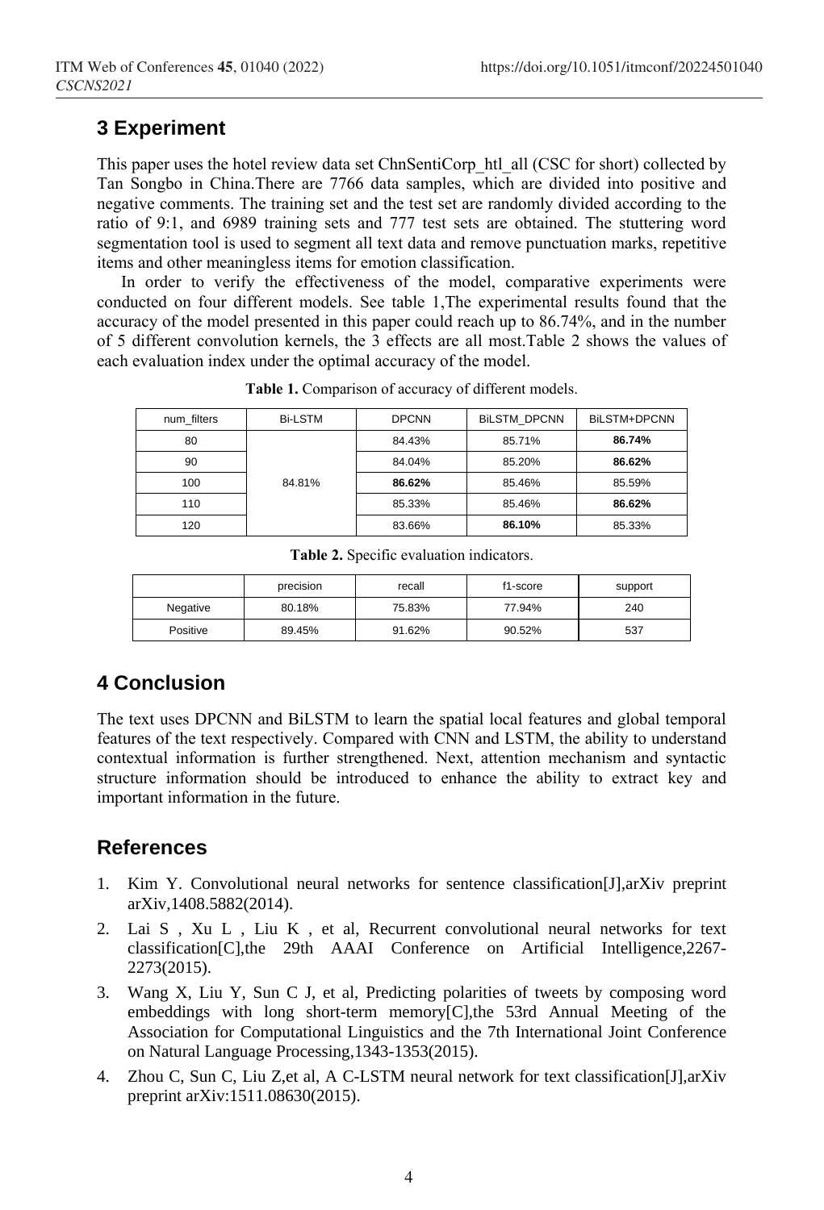## 3 Experiment

This paper uses the hotel review data set ChnSentiCorp_htl_all (CSC for short) collected by Tan Songbo in China.There are 7766 data samples, which are divided into positive and negative comments. The training set and the test set are randomly divided according to the ratio of 9:1, and 6989 training sets and 777 test sets are obtained. The stuttering word segmentation tool is used to segment all text data and remove punctuation marks, repetitive items and other meaningless items for emotion classification.

In order to verify the effectiveness of the model, comparative experiments were conducted on four different models. See table 1,The experimental results found that the accuracy of the model presented in this paper could reach up to 86.74%, and in the number of 5 different convolution kernels, the 3 effects are all most.Table 2 shows the values of each evaluation index under the optimal accuracy of the model.

**Table 1.** Comparison of accuracy of different models.

| num_filters | Bi-LSTM | DPCNN | BiLSTM_DPCNN | BiLSTM+DPCNN |
|---|---|---|---|---|
| 80 | 84.81% | 84.43% | 85.71% | **86.74%** |
| 90 | | 84.04% | 85.20% | **86.62%** |
| 100 | | **86.62%** | 85.46% | 85.59% |
| 110 | | 85.33% | 85.46% | **86.62%** |
| 120 | | 83.66% | **86.10%** | 85.33% |

**Table 2.** Specific evaluation indicators.

| | precision | recall | f1-score | support |
|---|---|---|---|---|
| Negative | 80.18% | 75.83% | 77.94% | 240 |
| Positive | 89.45% | 91.62% | 90.52% | 537 |

## 4 Conclusion

The text uses DPCNN and BiLSTM to learn the spatial local features and global temporal features of the text respectively. Compared with CNN and LSTM, the ability to understand contextual information is further strengthened. Next, attention mechanism and syntactic structure information should be introduced to enhance the ability to extract key and important information in the future.

## References

1. Kim Y. Convolutional neural networks for sentence classification[J],arXiv preprint arXiv,1408.5882(2014).
2. Lai S , Xu L , Liu K , et al, Recurrent convolutional neural networks for text classification[C],the 29th AAAI Conference on Artificial Intelligence,2267-2273(2015).
3. Wang X, Liu Y, Sun C J, et al, Predicting polarities of tweets by composing word embeddings with long short-term memory[C],the 53rd Annual Meeting of the Association for Computational Linguistics and the 7th International Joint Conference on Natural Language Processing,1343-1353(2015).
4. Zhou C, Sun C, Liu Z,et al, A C-LSTM neural network for text classification[J],arXiv preprint arXiv:1511.08630(2015).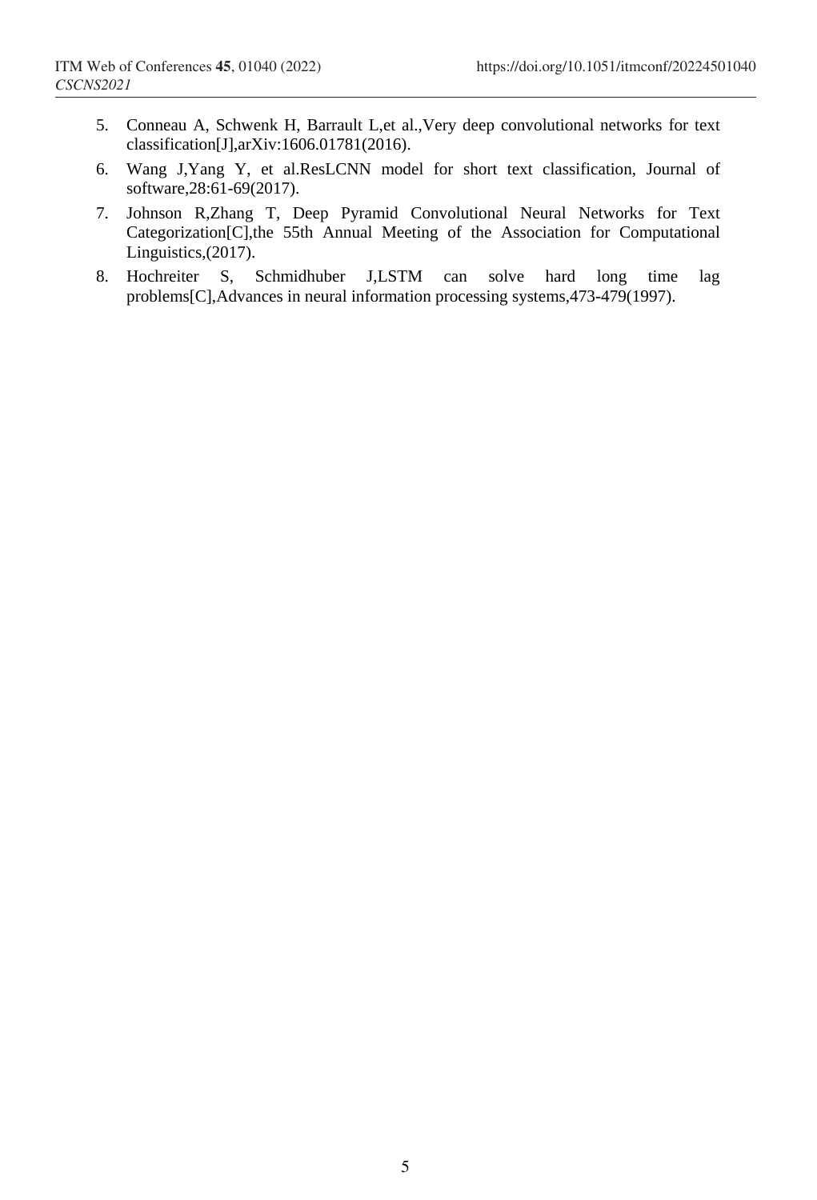5. Conneau A, Schwenk H, Barrault L,et al.,Very deep convolutional networks for text classification[J],arXiv:1606.01781(2016).
6. Wang J,Yang Y, et al.ResLCNN model for short text classification, Journal of software,28:61-69(2017).
7. Johnson R,Zhang T, Deep Pyramid Convolutional Neural Networks for Text Categorization[C],the 55th Annual Meeting of the Association for Computational Linguistics,(2017).
8. Hochreiter S, Schmidhuber J,LSTM can solve hard long time lag problems[C],Advances in neural information processing systems,473-479(1997).